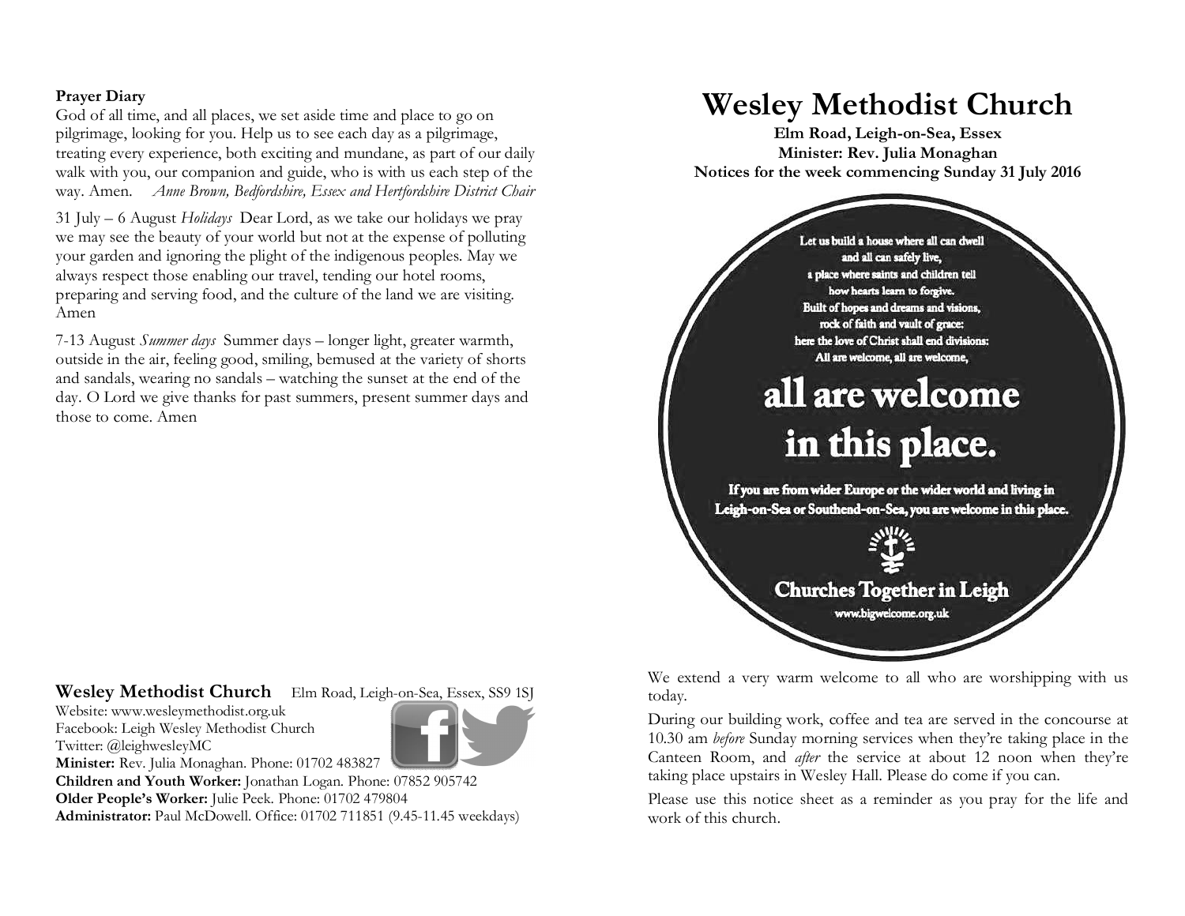**Prayer Diary**

God of all time, and all places, we set aside time and place to go on pilgrimage, looking for you. Help us to see each day as a pilgrimage, treating every experience, both exciting and mundane, as part of our daily walk with you, our companion and guide, who is with us each step of the way. Amen. *Anne Brown, Bedfordshire, Essex and Hertfordshire District Chair*

31 July – 6 August *Holidays* Dear Lord, as we take our holidays we pray we may see the beauty of your world but not at the expense of polluting your garden and ignoring the plight of the indigenous peoples. May we always respect those enabling our travel, tending our hotel rooms, preparing and serving food, and the culture of the land we are visiting. Amen

7-13 August *Summer days* Summer days – longer light, greater warmth, outside in the air, feeling good, smiling, bemused at the variety of shorts and sandals, wearing no sandals – watching the sunset at the end of the day. O Lord we give thanks for past summers, present summer days and those to come. Amen

**Wesley Methodist Church** Elm Road, Leigh-on-Sea, Essex, SS9 1SJ

Website: www.wesleymethodist.org.uk
Facebook: Leigh Wesley Methodist Church
Twitter: @leighwesleyMC
**Minister:** Rev. Julia Monaghan. Phone: 01702 483827
**Children and Youth Worker:** Jonathan Logan. Phone: 07852 905742
**Older People's Worker:** Julie Peek. Phone: 01702 479804
**Administrator:** Paul McDowell. Office: 01702 711851 (9.45-11.45 weekdays)

# Wesley Methodist Church

**Elm Road, Leigh-on-Sea, Essex**
**Minister: Rev. Julia Monaghan**
**Notices for the week commencing Sunday 31 July 2016**

Let us build a house where all can dwell
and all can safely live,
a place where saints and children tell
how hearts learn to forgive.
Built of hopes and dreams and visions,
rock of faith and vault of grace:
here the love of Christ shall end divisions:
All are welcome, all are welcome,

**all are welcome in this place.**

If you are from wider Europe or the wider world and living in Leigh-on-Sea or Southend-on-Sea, you are welcome in this place.

**Churches Together in Leigh**
www.bigwelcome.org.uk

We extend a very warm welcome to all who are worshipping with us today.

During our building work, coffee and tea are served in the concourse at 10.30 am *before* Sunday morning services when they're taking place in the Canteen Room, and *after* the service at about 12 noon when they're taking place upstairs in Wesley Hall. Please do come if you can.

Please use this notice sheet as a reminder as you pray for the life and work of this church.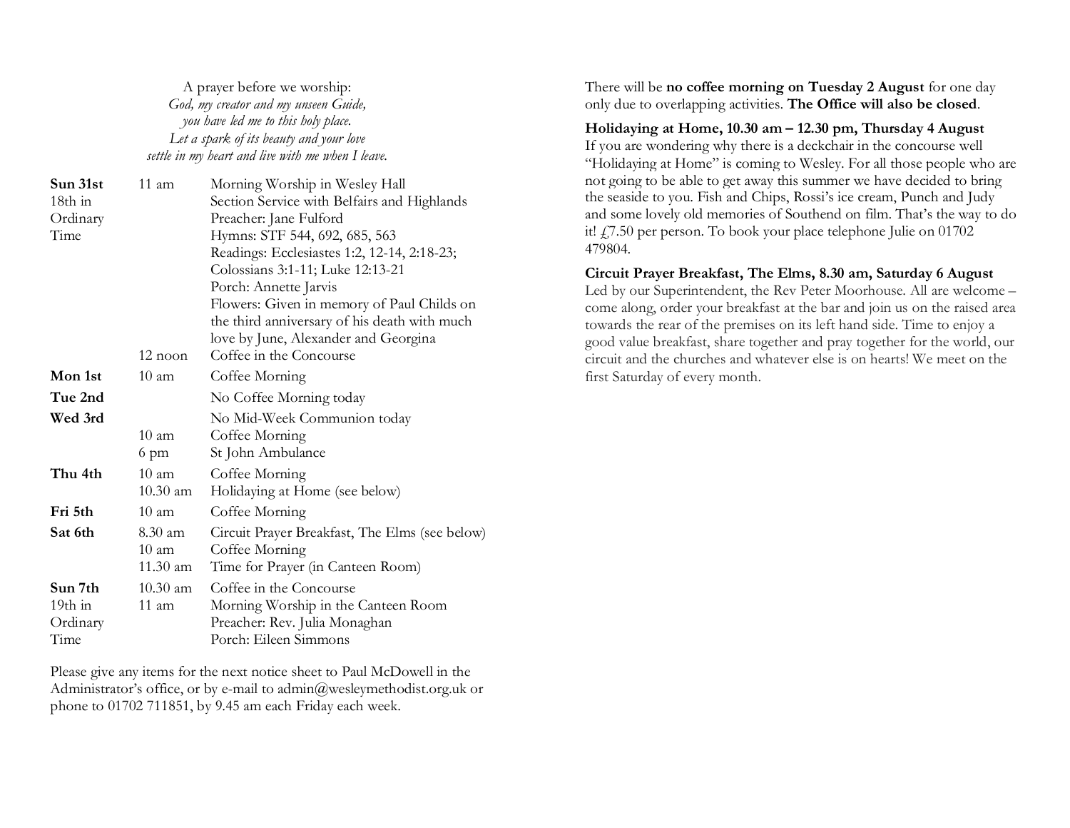A prayer before we worship:
*God, my creator and my unseen Guide,*
*you have led me to this holy place.*
*Let a spark of its beauty and your love*
*settle in my heart and live with me when I leave.*

| | | |
|---|---|---|
| **Sun 31st** 18th in Ordinary Time | 11 am | Morning Worship in Wesley Hall<br>Section Service with Belfairs and Highlands<br>Preacher: Jane Fulford<br>Hymns: STF 544, 692, 685, 563<br>Readings: Ecclesiastes 1:2, 12-14, 2:18-23; Colossians 3:1-11; Luke 12:13-21<br>Porch: Annette Jarvis<br>Flowers: Given in memory of Paul Childs on the third anniversary of his death with much love by June, Alexander and Georgina |
| | 12 noon | Coffee in the Concourse |
| **Mon 1st** | 10 am | Coffee Morning |
| **Tue 2nd** | | No Coffee Morning today |
| **Wed 3rd** | | No Mid-Week Communion today |
| | 10 am | Coffee Morning |
| | 6 pm | St John Ambulance |
| **Thu 4th** | 10 am | Coffee Morning |
| | 10.30 am | Holidaying at Home (see below) |
| **Fri 5th** | 10 am | Coffee Morning |
| **Sat 6th** | 8.30 am | Circuit Prayer Breakfast, The Elms (see below) |
| | 10 am | Coffee Morning |
| | 11.30 am | Time for Prayer (in Canteen Room) |
| **Sun 7th** 19th in Ordinary Time | 10.30 am | Coffee in the Concourse |
| | 11 am | Morning Worship in the Canteen Room<br>Preacher: Rev. Julia Monaghan<br>Porch: Eileen Simmons |

Please give any items for the next notice sheet to Paul McDowell in the Administrator's office, or by e-mail to admin@wesleymethodist.org.uk or phone to 01702 711851, by 9.45 am each Friday each week.

There will be **no coffee morning on Tuesday 2 August** for one day only due to overlapping activities. **The Office will also be closed**.

**Holidaying at Home, 10.30 am – 12.30 pm, Thursday 4 August**
If you are wondering why there is a deckchair in the concourse well "Holidaying at Home" is coming to Wesley. For all those people who are not going to be able to get away this summer we have decided to bring the seaside to you. Fish and Chips, Rossi's ice cream, Punch and Judy and some lovely old memories of Southend on film. That's the way to do it! £7.50 per person. To book your place telephone Julie on 01702 479804.

**Circuit Prayer Breakfast, The Elms, 8.30 am, Saturday 6 August**
Led by our Superintendent, the Rev Peter Moorhouse. All are welcome – come along, order your breakfast at the bar and join us on the raised area towards the rear of the premises on its left hand side. Time to enjoy a good value breakfast, share together and pray together for the world, our circuit and the churches and whatever else is on hearts! We meet on the first Saturday of every month.